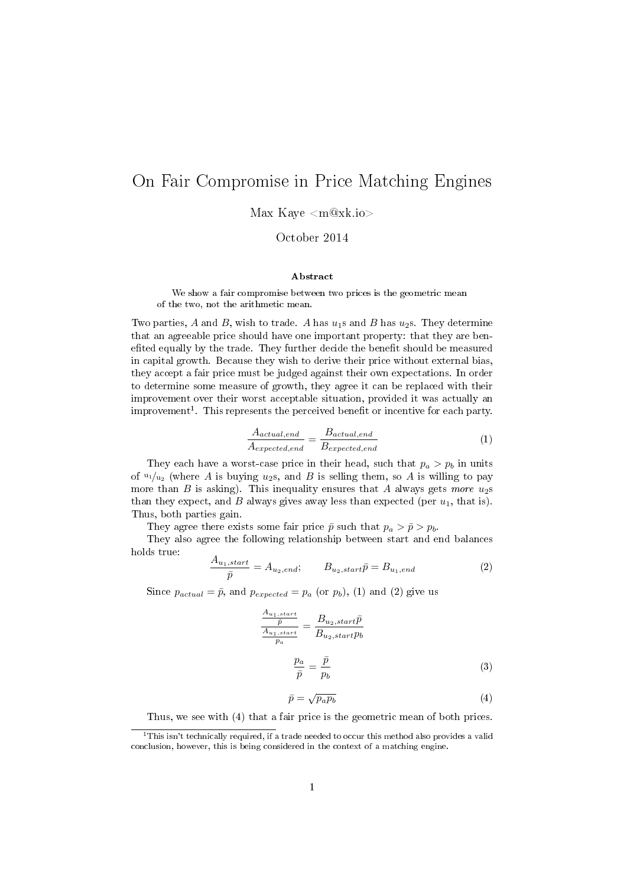# On Fair Compromise in Price Matching Engines

Max Kaye <m@xk.io>

October 2014

**Abstract**

We show a fair compromise between two prices is the geometric mean of the two, not the arithmetic mean.

Two parties, $A$ and $B$, wish to trade. $A$ has $u_1$s and $B$ has $u_2$s. They determine that an agreeable price should have one important property: that they are benefited equally by the trade. They further decide the benefit should be measured in capital growth. Because they wish to derive their price without external bias, they accept a fair price must be judged against their own expectations. In order to determine some measure of growth, they agree it can be replaced with their improvement over their worst acceptable situation, provided it was actually an improvement[1]. This represents the perceived benefit or incentive for each party.

$$\frac{A_{actual,end}}{A_{expected,end}} = \frac{B_{actual,end}}{B_{expected,end}} \tag{1}$$

They each have a worst-case price in their head, such that $p_a > p_b$ in units of $u_1/u_2$ (where $A$ is buying $u_2$s, and $B$ is selling them, so $A$ is willing to pay more than $B$ is asking). This inequality ensures that $A$ always gets *more* $u_2$s than they expect, and $B$ always gives away less than expected (per $u_1$, that is). Thus, both parties gain.

They agree there exists some fair price $\bar{p}$ such that $p_a > \bar{p} > p_b$.

They also agree the following relationship between start and end balances holds true:

$$\frac{A_{u_1,start}}{\bar{p}} = A_{u_2,end}; \qquad B_{u_2,start}\bar{p} = B_{u_1,end} \tag{2}$$

Since $p_{actual} = \bar{p}$, and $p_{expected} = p_a$ (or $p_b$), (1) and (2) give us

$$\frac{\frac{A_{u_1,start}}{\bar{p}}}{\frac{A_{u_1,start}}{p_a}} = \frac{B_{u_2,start}\bar{p}}{B_{u_2,start}p_b}$$

$$\frac{p_a}{\bar{p}} = \frac{\bar{p}}{p_b} \tag{3}$$

$$\bar{p} = \sqrt{p_a p_b} \tag{4}$$

Thus, we see with (4) that a fair price is the geometric mean of both prices.

[1] This isn't technically required, if a trade needed to occur this method also provides a valid conclusion, however, this is being considered in the context of a matching engine.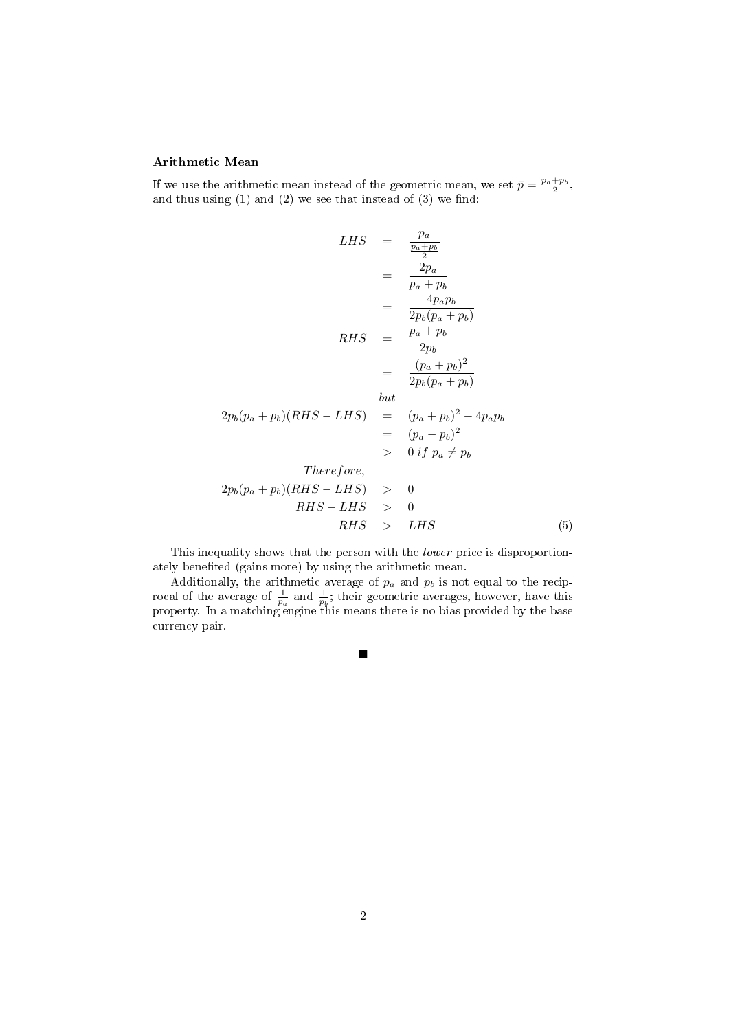### Arithmetic Mean

If we use the arithmetic mean instead of the geometric mean, we set $\bar{p} = \frac{p_a + p_b}{2}$, and thus using (1) and (2) we see that instead of (3) we find:

$$
\begin{aligned}
LHS &= \frac{p_a}{\frac{p_a+p_b}{2}} \\
&= \frac{2p_a}{p_a + p_b} \\
&= \frac{4p_a p_b}{2p_b(p_a + p_b)} \\
RHS &= \frac{p_a + p_b}{2p_b} \\
&= \frac{(p_a + p_b)^2}{2p_b(p_a + p_b)} \\
&\quad but \\
2p_b(p_a + p_b)(RHS - LHS) &= (p_a + p_b)^2 - 4p_a p_b \\
&= (p_a - p_b)^2 \\
&> 0 \; if \; p_a \neq p_b \\
Therefore, & \\
2p_b(p_a + p_b)(RHS - LHS) &> 0 \\
RHS - LHS &> 0 \\
RHS &> LHS \qquad (5)
\end{aligned}
$$

This inequality shows that the person with the *lower* price is disproportionately benefited (gains more) by using the arithmetic mean.

Additionally, the arithmetic average of $p_a$ and $p_b$ is not equal to the reciprocal of the average of $\frac{1}{p_a}$ and $\frac{1}{p_b}$; their geometric averages, however, have this property. In a matching engine this means there is no bias provided by the base currency pair.

■